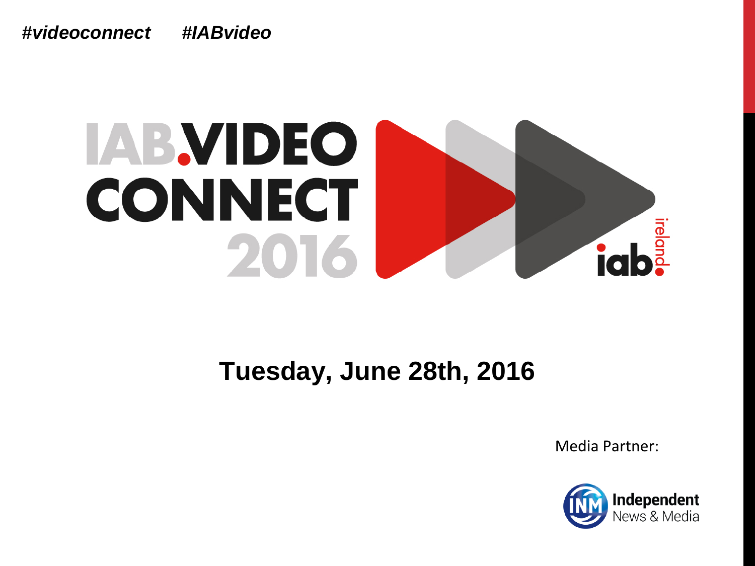*#videoconnect* *#IABvideo*

# IAB.VIDEO CONNECT 2016

iab. ireland

**Tuesday, June 28th, 2016**

Media Partner:

Independent News & Media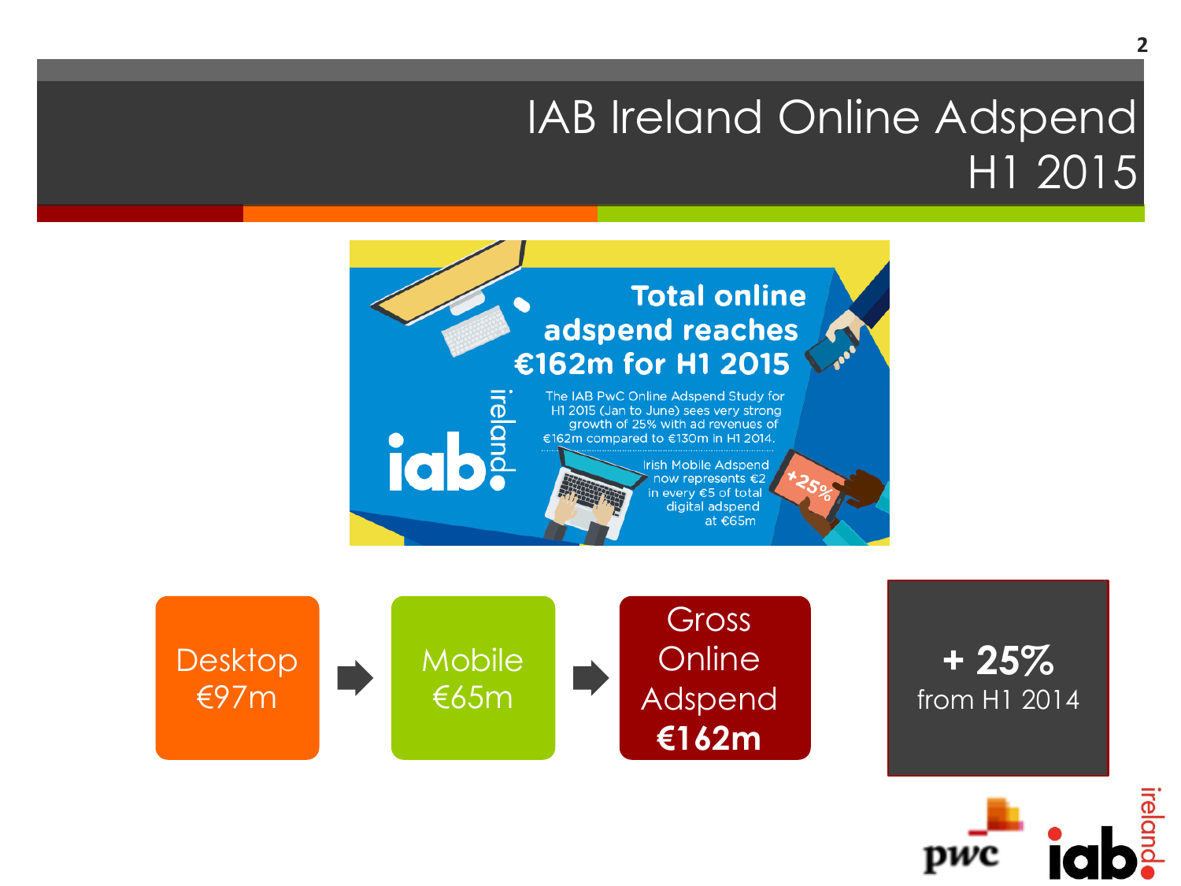# IAB Ireland Online Adspend H1 2015

**Total online adspend reaches €162m for H1 2015**

The IAB PwC Online Adspend Study for H1 2015 (Jan to June) sees very strong growth of 25% with ad revenues of €162m compared to €130m in H1 2014.

Irish Mobile Adspend now represents €2 in every €5 of total digital adspend at €65m

+25%

Desktop €97m → Mobile €65m → Gross Online Adspend **€162m**

**+ 25%** from H1 2014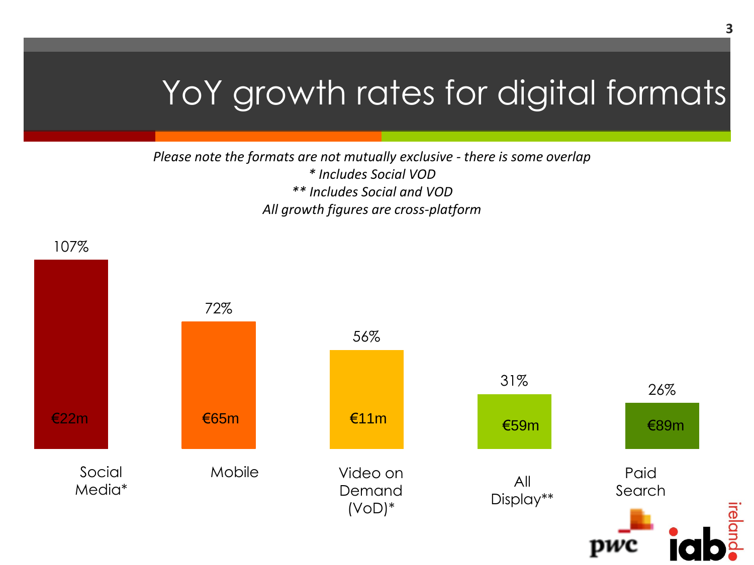# YoY growth rates for digital formats

*Please note the formats are not mutually exclusive - there is some overlap*
** Includes Social VOD*
*** Includes Social and VOD*
*All growth figures are cross-platform*

| Format | YoY growth | Value |
| --- | --- | --- |
| Social Media* | 107% | €22m |
| Mobile | 72% | €65m |
| Video on Demand (VoD)* | 56% | €11m |
| All Display** | 31% | €59m |
| Paid Search | 26% | €89m |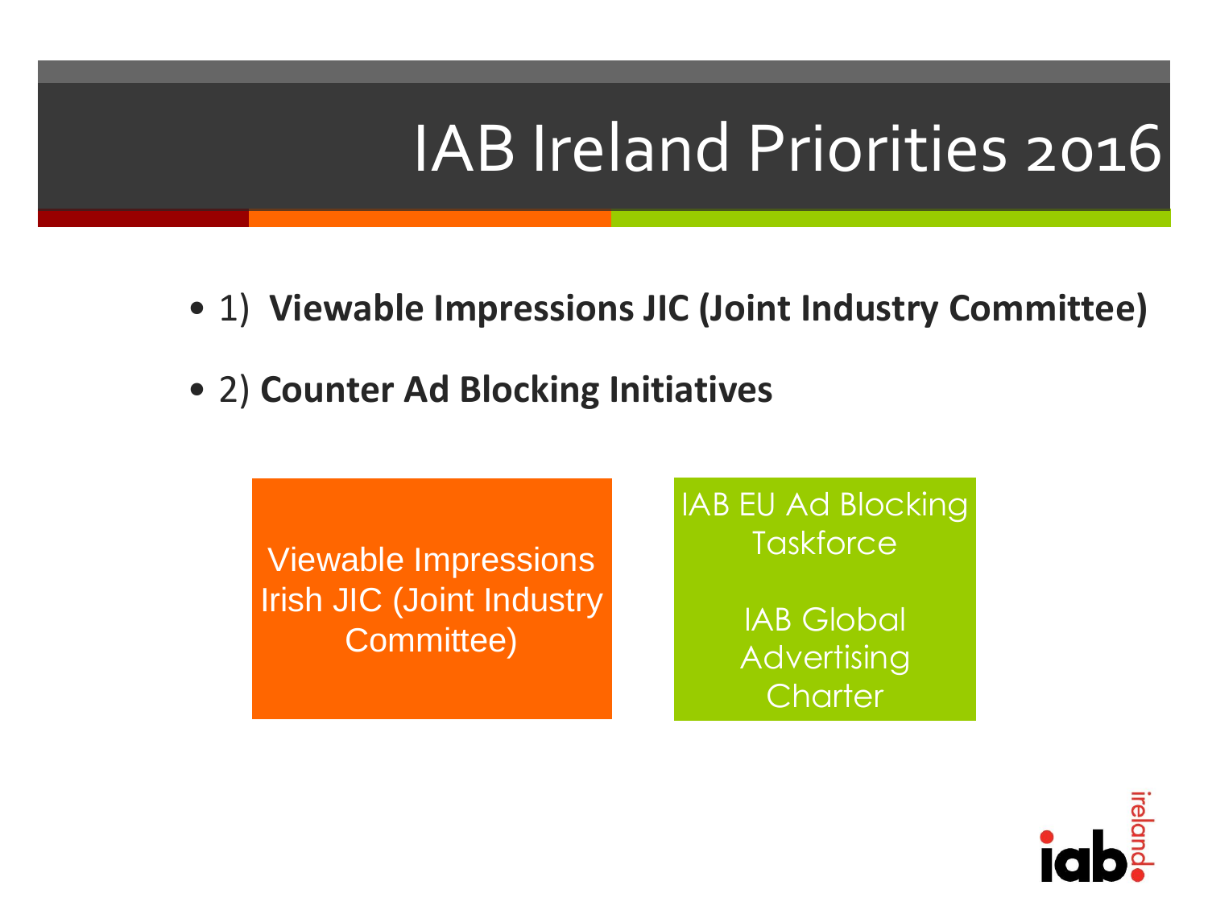# IAB Ireland Priorities 2016

- 1) **Viewable Impressions JIC (Joint Industry Committee)**
- 2) **Counter Ad Blocking Initiatives**

Viewable Impressions Irish JIC (Joint Industry Committee)

IAB EU Ad Blocking Taskforce

IAB Global Advertising Charter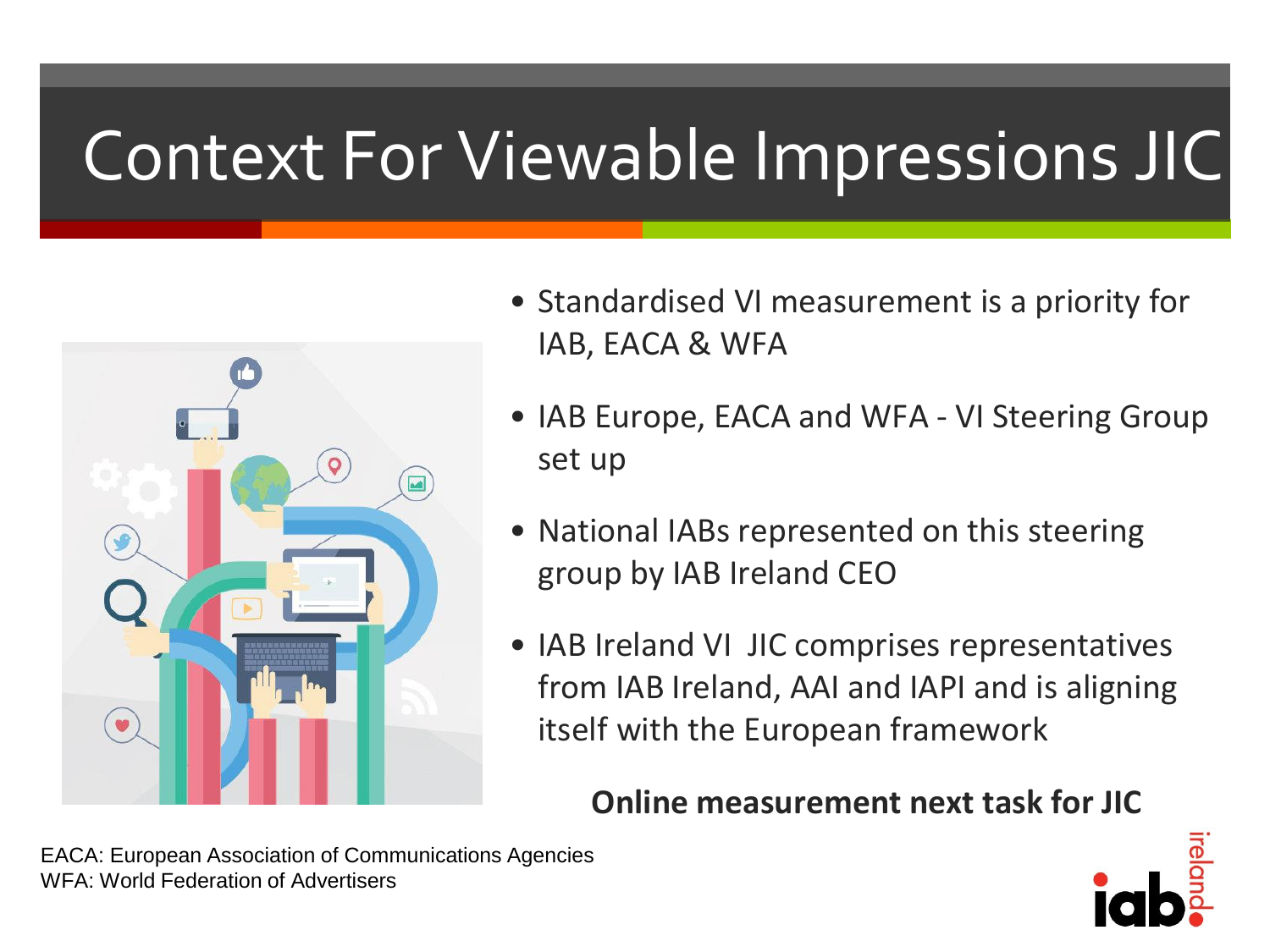# Context For Viewable Impressions JIC

- Standardised VI measurement is a priority for IAB, EACA & WFA
- IAB Europe, EACA and WFA - VI Steering Group set up
- National IABs represented on this steering group by IAB Ireland CEO
- IAB Ireland VI JIC comprises representatives from IAB Ireland, AAI and IAPI and is aligning itself with the European framework

**Online measurement next task for JIC**

EACA: European Association of Communications Agencies
WFA: World Federation of Advertisers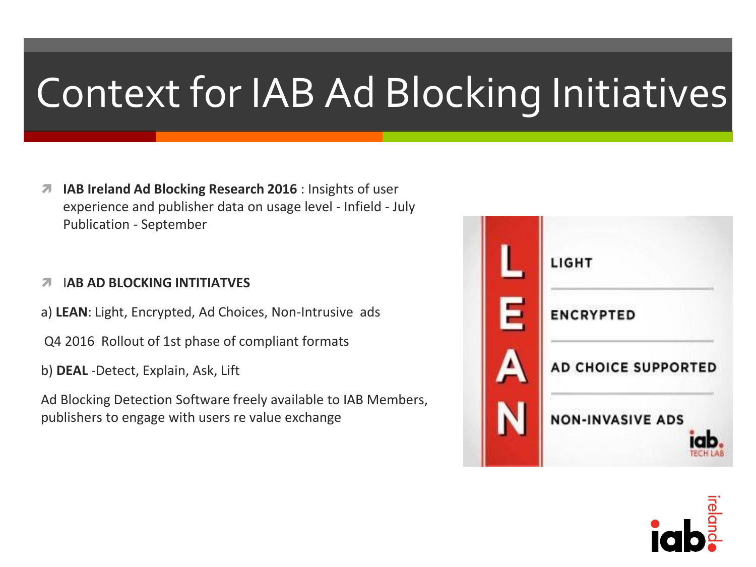# Context for IAB Ad Blocking Initiatives

- **IAB Ireland Ad Blocking Research 2016** : Insights of user experience and publisher data on usage level - Infield - July Publication - September

- IAB AD BLOCKING INTITIATVES

a) **LEAN**: Light, Encrypted, Ad Choices, Non-Intrusive ads

Q4 2016 Rollout of 1st phase of compliant formats

b) **DEAL** -Detect, Explain, Ask, Lift

Ad Blocking Detection Software freely available to IAB Members, publishers to engage with users re value exchange

| L | LIGHT |
|---|---|
| E | ENCRYPTED |
| A | AD CHOICE SUPPORTED |
| N | NON-INVASIVE ADS |

iab. TECH LAB

iab. ireland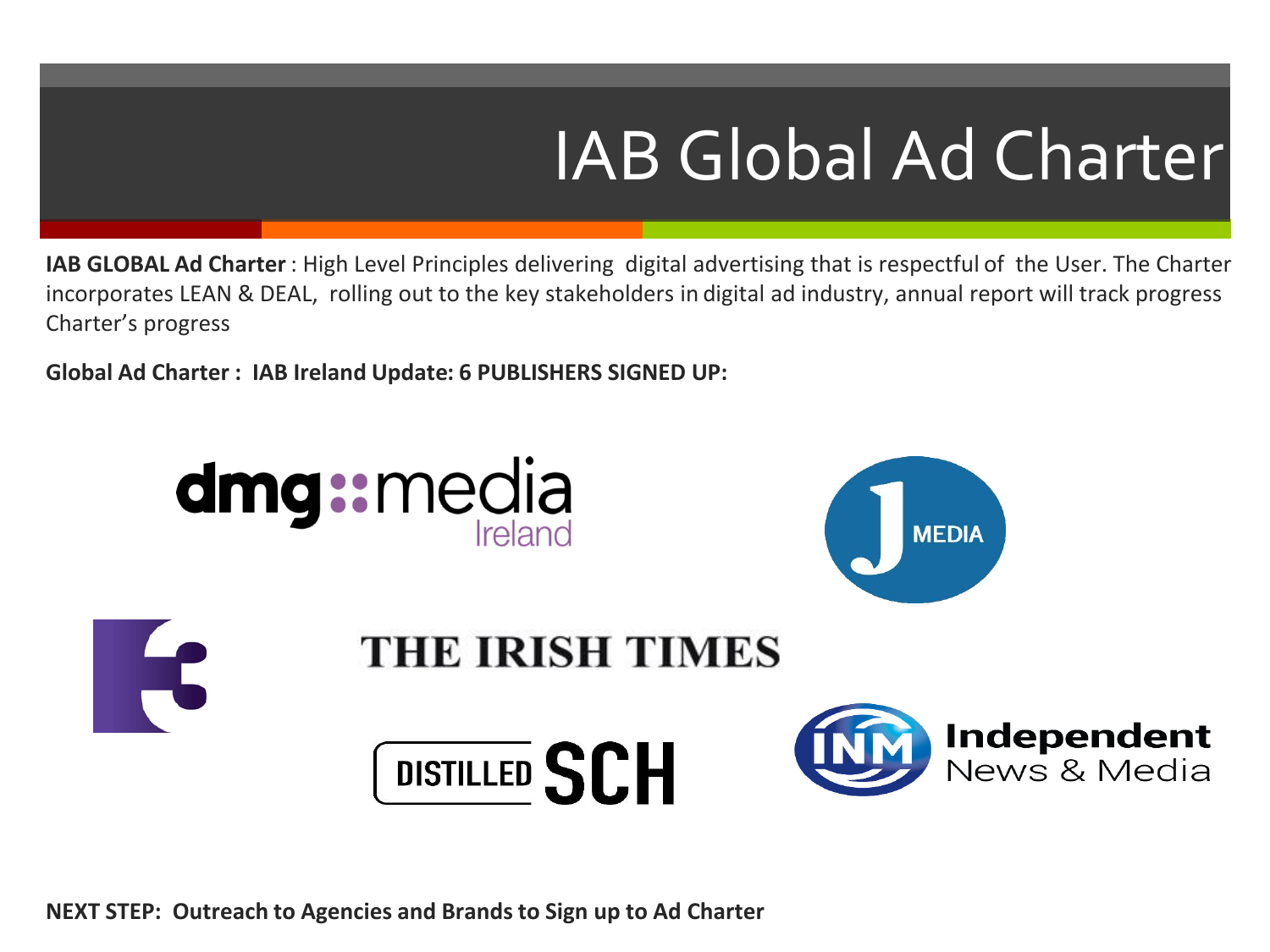# IAB Global Ad Charter

**IAB GLOBAL Ad Charter** : High Level Principles delivering digital advertising that is respectful of the User. The Charter incorporates LEAN & DEAL, rolling out to the key stakeholders in digital ad industry, annual report will track progress Charter's progress

**Global Ad Charter : IAB Ireland Update: 6 PUBLISHERS SIGNED UP:**

dmg::media Ireland

J MEDIA

THE IRISH TIMES

DISTILLED SCH

Independent News & Media

**NEXT STEP: Outreach to Agencies and Brands to Sign up to Ad Charter**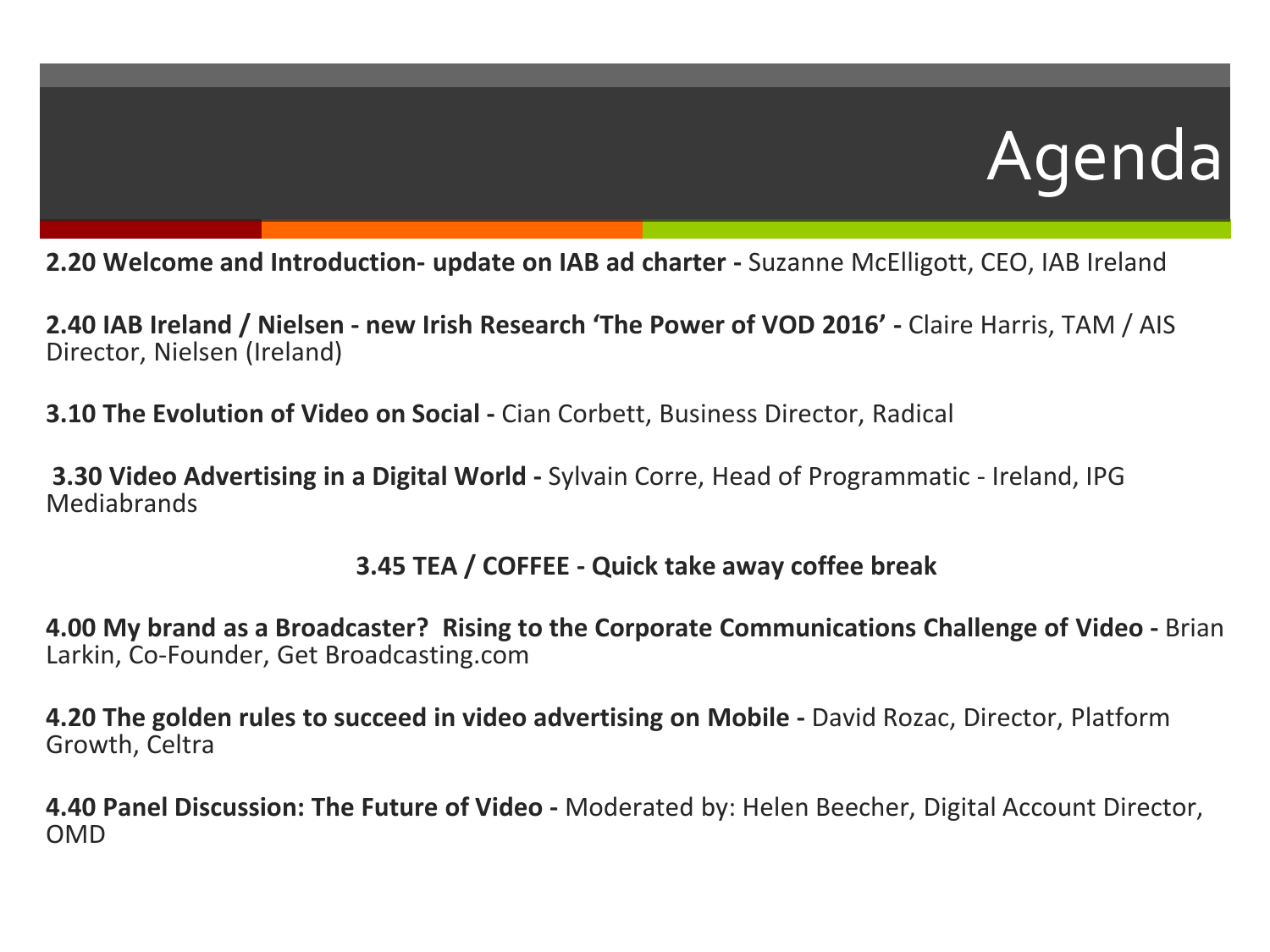# Agenda

**2.20 Welcome and Introduction- update on IAB ad charter -** Suzanne McElligott, CEO, IAB Ireland

**2.40 IAB Ireland / Nielsen - new Irish Research 'The Power of VOD 2016' -** Claire Harris, TAM / AIS Director, Nielsen (Ireland)

**3.10 The Evolution of Video on Social -** Cian Corbett, Business Director, Radical

**3.30 Video Advertising in a Digital World -** Sylvain Corre, Head of Programmatic - Ireland, IPG Mediabrands

**3.45 TEA / COFFEE - Quick take away coffee break**

**4.00 My brand as a Broadcaster? Rising to the Corporate Communications Challenge of Video -** Brian Larkin, Co-Founder, Get Broadcasting.com

**4.20 The golden rules to succeed in video advertising on Mobile -** David Rozac, Director, Platform Growth, Celtra

**4.40 Panel Discussion: The Future of Video -** Moderated by: Helen Beecher, Digital Account Director, OMD